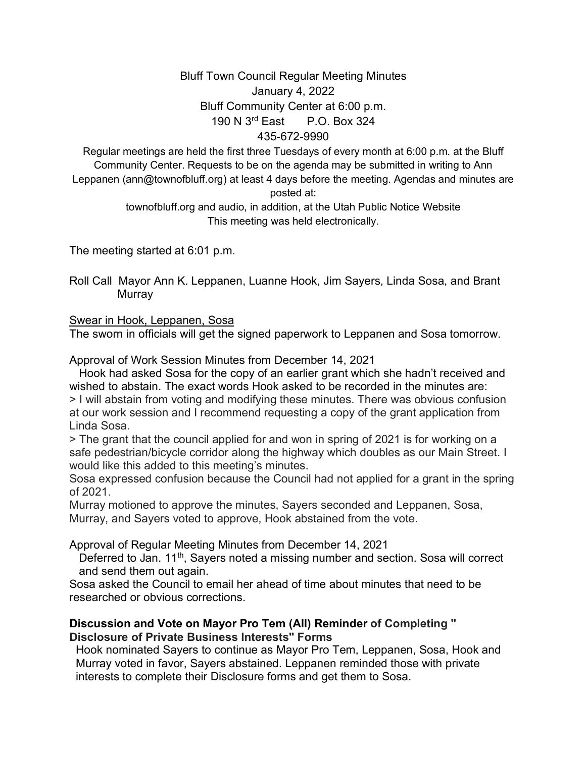# Bluff Town Council Regular Meeting Minutes

January 4, 2022
Bluff Community Center at 6:00 p.m.
190 N 3rd East P.O. Box 324
435-672-9990

Regular meetings are held the first three Tuesdays of every month at 6:00 p.m. at the Bluff Community Center. Requests to be on the agenda may be submitted in writing to Ann Leppanen (ann@townofbluff.org) at least 4 days before the meeting. Agendas and minutes are posted at:
townofbluff.org and audio, in addition, at the Utah Public Notice Website
This meeting was held electronically.

The meeting started at 6:01 p.m.

Roll Call Mayor Ann K. Leppanen, Luanne Hook, Jim Sayers, Linda Sosa, and Brant Murray

Swear in Hook, Leppanen, Sosa

The sworn in officials will get the signed paperwork to Leppanen and Sosa tomorrow.

Approval of Work Session Minutes from December 14, 2021

Hook had asked Sosa for the copy of an earlier grant which she hadn't received and wished to abstain. The exact words Hook asked to be recorded in the minutes are:

> I will abstain from voting and modifying these minutes. There was obvious confusion at our work session and I recommend requesting a copy of the grant application from Linda Sosa.

> The grant that the council applied for and won in spring of 2021 is for working on a safe pedestrian/bicycle corridor along the highway which doubles as our Main Street. I would like this added to this meeting's minutes.

Sosa expressed confusion because the Council had not applied for a grant in the spring of 2021.

Murray motioned to approve the minutes, Sayers seconded and Leppanen, Sosa, Murray, and Sayers voted to approve, Hook abstained from the vote.

Approval of Regular Meeting Minutes from December 14, 2021

Deferred to Jan. 11th, Sayers noted a missing number and section. Sosa will correct and send them out again.

Sosa asked the Council to email her ahead of time about minutes that need to be researched or obvious corrections.

**Discussion and Vote on Mayor Pro Tem (All) Reminder of Completing " Disclosure of Private Business Interests" Forms**

Hook nominated Sayers to continue as Mayor Pro Tem, Leppanen, Sosa, Hook and Murray voted in favor, Sayers abstained. Leppanen reminded those with private interests to complete their Disclosure forms and get them to Sosa.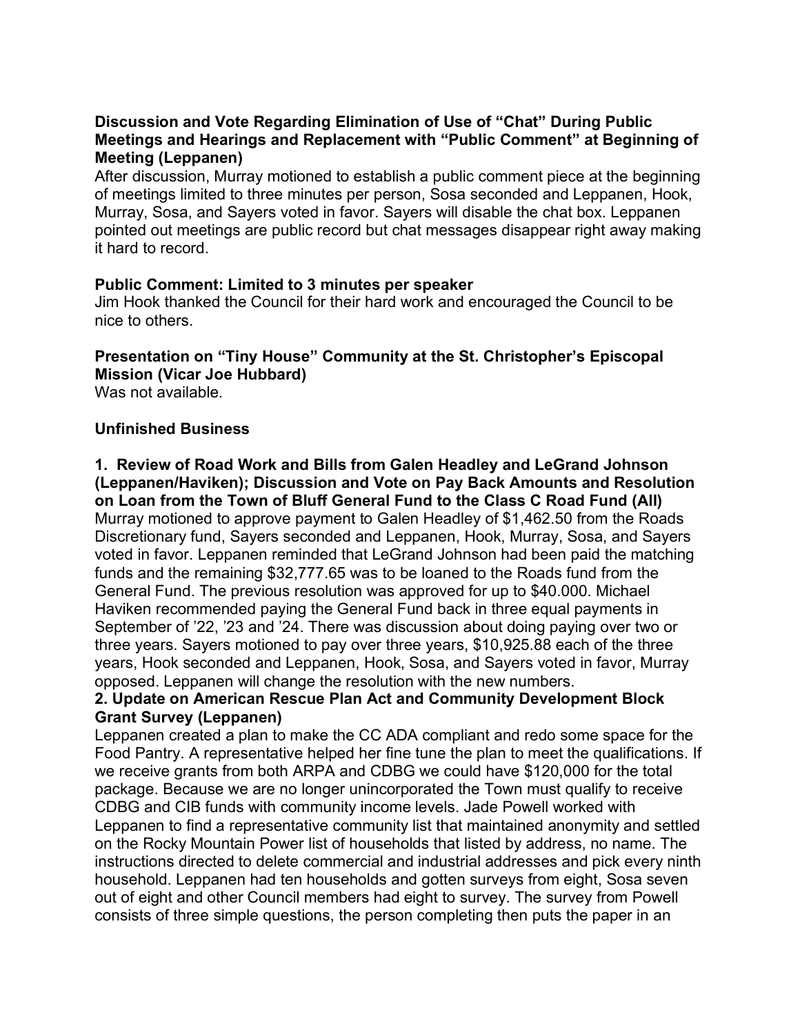**Discussion and Vote Regarding Elimination of Use of "Chat" During Public Meetings and Hearings and Replacement with "Public Comment" at Beginning of Meeting (Leppanen)**

After discussion, Murray motioned to establish a public comment piece at the beginning of meetings limited to three minutes per person, Sosa seconded and Leppanen, Hook, Murray, Sosa, and Sayers voted in favor. Sayers will disable the chat box. Leppanen pointed out meetings are public record but chat messages disappear right away making it hard to record.

**Public Comment: Limited to 3 minutes per speaker**

Jim Hook thanked the Council for their hard work and encouraged the Council to be nice to others.

**Presentation on "Tiny House" Community at the St. Christopher's Episcopal Mission (Vicar Joe Hubbard)**

Was not available.

**Unfinished Business**

**1. Review of Road Work and Bills from Galen Headley and LeGrand Johnson (Leppanen/Haviken); Discussion and Vote on Pay Back Amounts and Resolution on Loan from the Town of Bluff General Fund to the Class C Road Fund (All)**

Murray motioned to approve payment to Galen Headley of $1,462.50 from the Roads Discretionary fund, Sayers seconded and Leppanen, Hook, Murray, Sosa, and Sayers voted in favor. Leppanen reminded that LeGrand Johnson had been paid the matching funds and the remaining $32,777.65 was to be loaned to the Roads fund from the General Fund. The previous resolution was approved for up to $40.000. Michael Haviken recommended paying the General Fund back in three equal payments in September of '22, '23 and '24. There was discussion about doing paying over two or three years. Sayers motioned to pay over three years, $10,925.88 each of the three years, Hook seconded and Leppanen, Hook, Sosa, and Sayers voted in favor, Murray opposed. Leppanen will change the resolution with the new numbers.

**2. Update on American Rescue Plan Act and Community Development Block Grant Survey (Leppanen)**

Leppanen created a plan to make the CC ADA compliant and redo some space for the Food Pantry. A representative helped her fine tune the plan to meet the qualifications. If we receive grants from both ARPA and CDBG we could have $120,000 for the total package. Because we are no longer unincorporated the Town must qualify to receive CDBG and CIB funds with community income levels. Jade Powell worked with Leppanen to find a representative community list that maintained anonymity and settled on the Rocky Mountain Power list of households that listed by address, no name. The instructions directed to delete commercial and industrial addresses and pick every ninth household. Leppanen had ten households and gotten surveys from eight, Sosa seven out of eight and other Council members had eight to survey. The survey from Powell consists of three simple questions, the person completing then puts the paper in an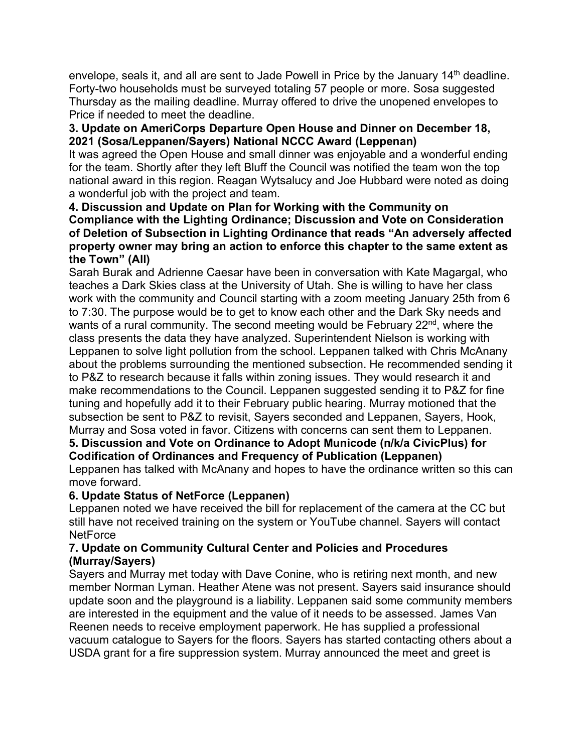envelope, seals it, and all are sent to Jade Powell in Price by the January 14th deadline. Forty-two households must be surveyed totaling 57 people or more. Sosa suggested Thursday as the mailing deadline. Murray offered to drive the unopened envelopes to Price if needed to meet the deadline.

**3. Update on AmeriCorps Departure Open House and Dinner on December 18, 2021 (Sosa/Leppanen/Sayers) National NCCC Award (Leppenan)**

It was agreed the Open House and small dinner was enjoyable and a wonderful ending for the team. Shortly after they left Bluff the Council was notified the team won the top national award in this region. Reagan Wytsalucy and Joe Hubbard were noted as doing a wonderful job with the project and team.

**4. Discussion and Update on Plan for Working with the Community on Compliance with the Lighting Ordinance; Discussion and Vote on Consideration of Deletion of Subsection in Lighting Ordinance that reads "An adversely affected property owner may bring an action to enforce this chapter to the same extent as the Town" (All)**

Sarah Burak and Adrienne Caesar have been in conversation with Kate Magargal, who teaches a Dark Skies class at the University of Utah. She is willing to have her class work with the community and Council starting with a zoom meeting January 25th from 6 to 7:30. The purpose would be to get to know each other and the Dark Sky needs and wants of a rural community. The second meeting would be February 22nd, where the class presents the data they have analyzed. Superintendent Nielson is working with Leppanen to solve light pollution from the school. Leppanen talked with Chris McAnany about the problems surrounding the mentioned subsection. He recommended sending it to P&Z to research because it falls within zoning issues. They would research it and make recommendations to the Council. Leppanen suggested sending it to P&Z for fine tuning and hopefully add it to their February public hearing. Murray motioned that the subsection be sent to P&Z to revisit, Sayers seconded and Leppanen, Sayers, Hook, Murray and Sosa voted in favor. Citizens with concerns can sent them to Leppanen.

**5. Discussion and Vote on Ordinance to Adopt Municode (n/k/a CivicPlus) for Codification of Ordinances and Frequency of Publication (Leppanen)**

Leppanen has talked with McAnany and hopes to have the ordinance written so this can move forward.

**6. Update Status of NetForce (Leppanen)**

Leppanen noted we have received the bill for replacement of the camera at the CC but still have not received training on the system or YouTube channel. Sayers will contact NetForce

**7. Update on Community Cultural Center and Policies and Procedures (Murray/Sayers)**

Sayers and Murray met today with Dave Conine, who is retiring next month, and new member Norman Lyman. Heather Atene was not present. Sayers said insurance should update soon and the playground is a liability. Leppanen said some community members are interested in the equipment and the value of it needs to be assessed. James Van Reenen needs to receive employment paperwork. He has supplied a professional vacuum catalogue to Sayers for the floors. Sayers has started contacting others about a USDA grant for a fire suppression system. Murray announced the meet and greet is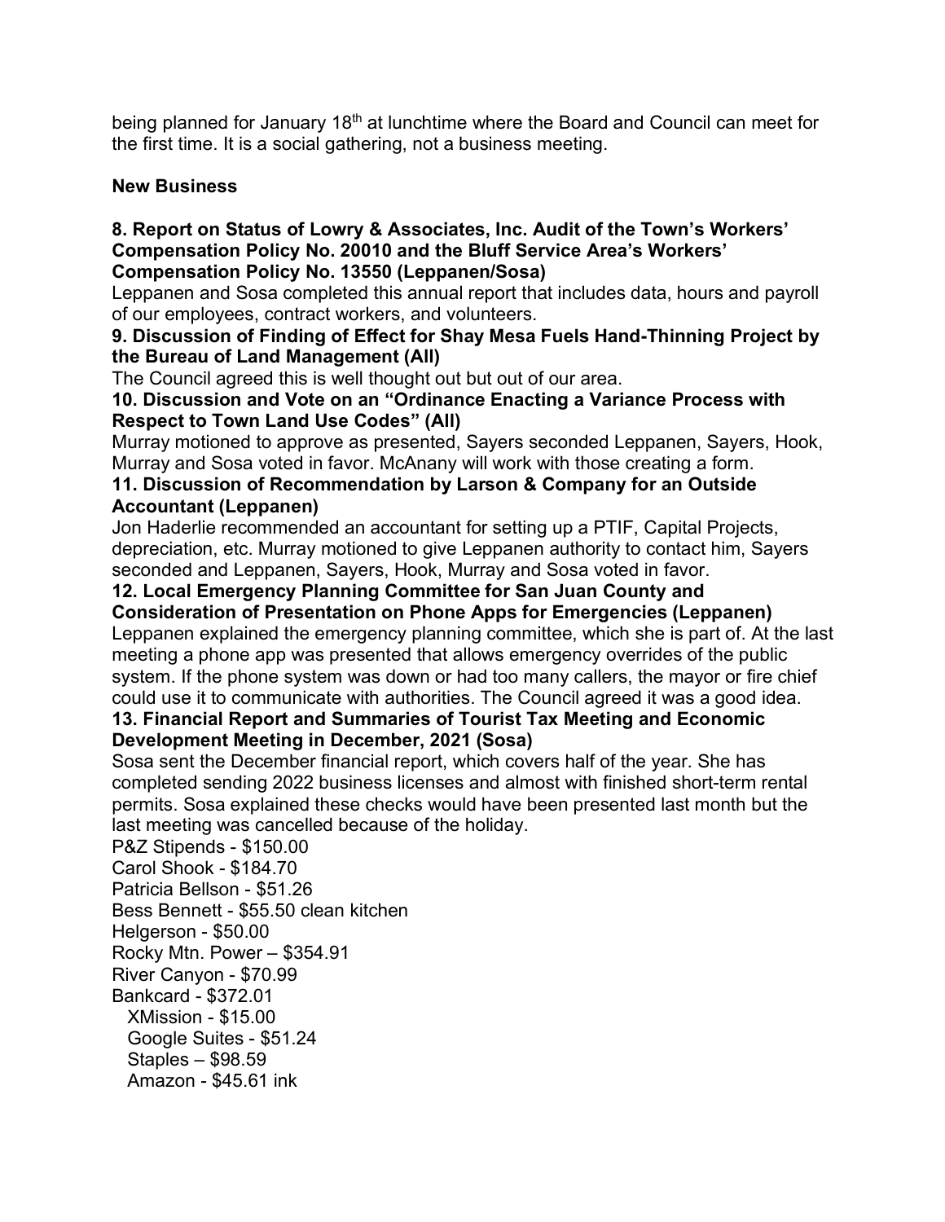being planned for January 18th at lunchtime where the Board and Council can meet for the first time. It is a social gathering, not a business meeting.

**New Business**

**8. Report on Status of Lowry & Associates, Inc. Audit of the Town's Workers' Compensation Policy No. 20010 and the Bluff Service Area's Workers' Compensation Policy No. 13550 (Leppanen/Sosa)**

Leppanen and Sosa completed this annual report that includes data, hours and payroll of our employees, contract workers, and volunteers.

**9. Discussion of Finding of Effect for Shay Mesa Fuels Hand-Thinning Project by the Bureau of Land Management (All)**

The Council agreed this is well thought out but out of our area.

**10. Discussion and Vote on an "Ordinance Enacting a Variance Process with Respect to Town Land Use Codes" (All)**

Murray motioned to approve as presented, Sayers seconded Leppanen, Sayers, Hook, Murray and Sosa voted in favor. McAnany will work with those creating a form.

**11. Discussion of Recommendation by Larson & Company for an Outside Accountant (Leppanen)**

Jon Haderlie recommended an accountant for setting up a PTIF, Capital Projects, depreciation, etc. Murray motioned to give Leppanen authority to contact him, Sayers seconded and Leppanen, Sayers, Hook, Murray and Sosa voted in favor.

**12. Local Emergency Planning Committee for San Juan County and Consideration of Presentation on Phone Apps for Emergencies (Leppanen)**

Leppanen explained the emergency planning committee, which she is part of. At the last meeting a phone app was presented that allows emergency overrides of the public system. If the phone system was down or had too many callers, the mayor or fire chief could use it to communicate with authorities. The Council agreed it was a good idea.

**13. Financial Report and Summaries of Tourist Tax Meeting and Economic Development Meeting in December, 2021 (Sosa)**

Sosa sent the December financial report, which covers half of the year. She has completed sending 2022 business licenses and almost with finished short-term rental permits. Sosa explained these checks would have been presented last month but the last meeting was cancelled because of the holiday.

P&Z Stipends - $150.00
Carol Shook - $184.70
Patricia Bellson - $51.26
Bess Bennett - $55.50 clean kitchen
Helgerson - $50.00
Rocky Mtn. Power – $354.91
River Canyon - $70.99
Bankcard - $372.01
  XMission - $15.00
  Google Suites - $51.24
  Staples – $98.59
  Amazon - $45.61 ink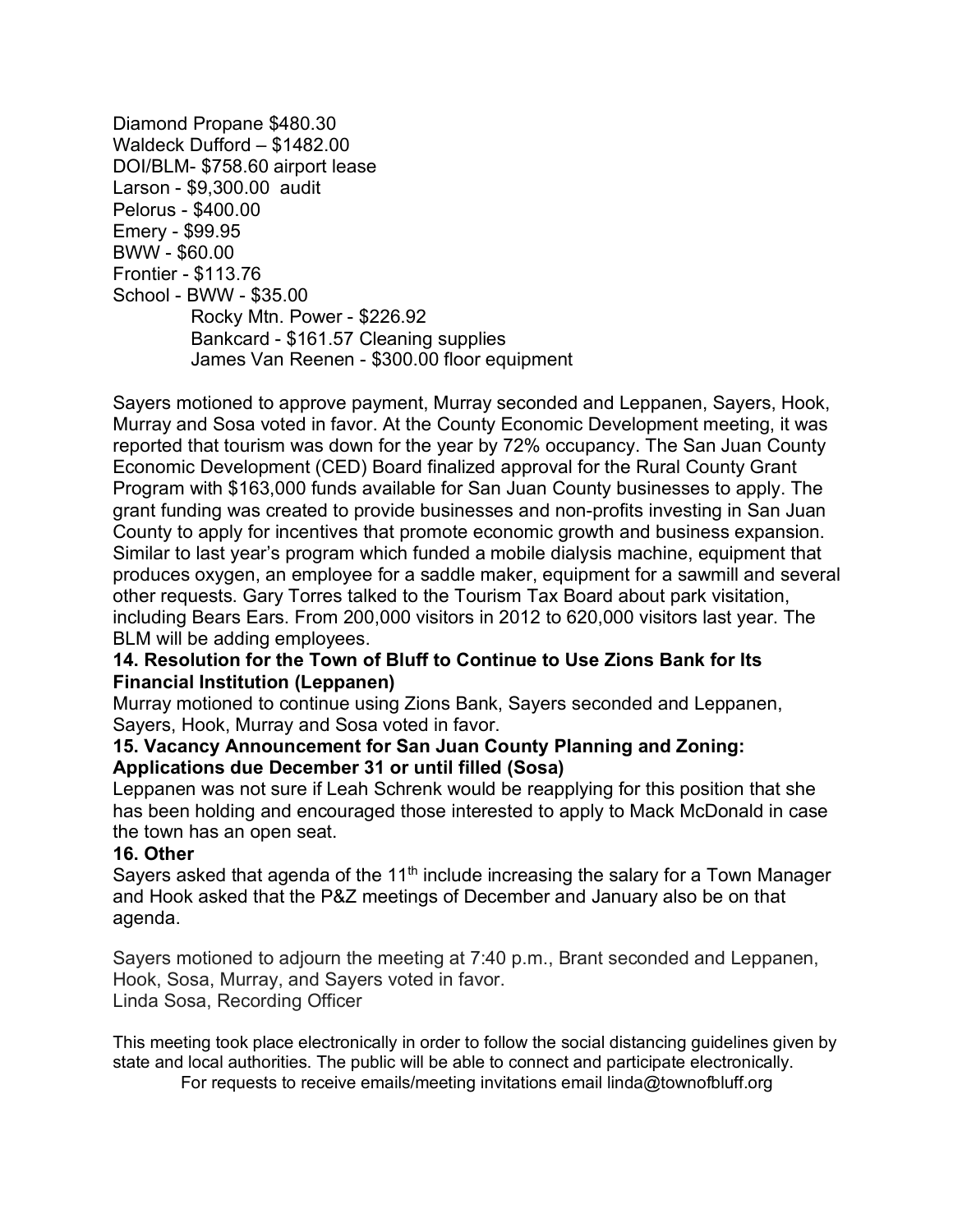Diamond Propane $480.30  
Waldeck Dufford – $1482.00  
DOI/BLM- $758.60 airport lease  
Larson - $9,300.00 audit  
Pelorus - $400.00  
Emery - $99.95  
BWW - $60.00  
Frontier - $113.76  
School - BWW - $35.00  
Rocky Mtn. Power - $226.92  
Bankcard - $161.57 Cleaning supplies  
James Van Reenen - $300.00 floor equipment

Sayers motioned to approve payment, Murray seconded and Leppanen, Sayers, Hook, Murray and Sosa voted in favor. At the County Economic Development meeting, it was reported that tourism was down for the year by 72% occupancy. The San Juan County Economic Development (CED) Board finalized approval for the Rural County Grant Program with $163,000 funds available for San Juan County businesses to apply. The grant funding was created to provide businesses and non-profits investing in San Juan County to apply for incentives that promote economic growth and business expansion. Similar to last year's program which funded a mobile dialysis machine, equipment that produces oxygen, an employee for a saddle maker, equipment for a sawmill and several other requests. Gary Torres talked to the Tourism Tax Board about park visitation, including Bears Ears. From 200,000 visitors in 2012 to 620,000 visitors last year. The BLM will be adding employees.

**14. Resolution for the Town of Bluff to Continue to Use Zions Bank for Its Financial Institution (Leppanen)**

Murray motioned to continue using Zions Bank, Sayers seconded and Leppanen, Sayers, Hook, Murray and Sosa voted in favor.

**15. Vacancy Announcement for San Juan County Planning and Zoning: Applications due December 31 or until filled (Sosa)**

Leppanen was not sure if Leah Schrenk would be reapplying for this position that she has been holding and encouraged those interested to apply to Mack McDonald in case the town has an open seat.

**16. Other**

Sayers asked that agenda of the 11th include increasing the salary for a Town Manager and Hook asked that the P&Z meetings of December and January also be on that agenda.

Sayers motioned to adjourn the meeting at 7:40 p.m., Brant seconded and Leppanen, Hook, Sosa, Murray, and Sayers voted in favor.  
Linda Sosa, Recording Officer

This meeting took place electronically in order to follow the social distancing guidelines given by state and local authorities. The public will be able to connect and participate electronically.  
For requests to receive emails/meeting invitations email linda@townofbluff.org